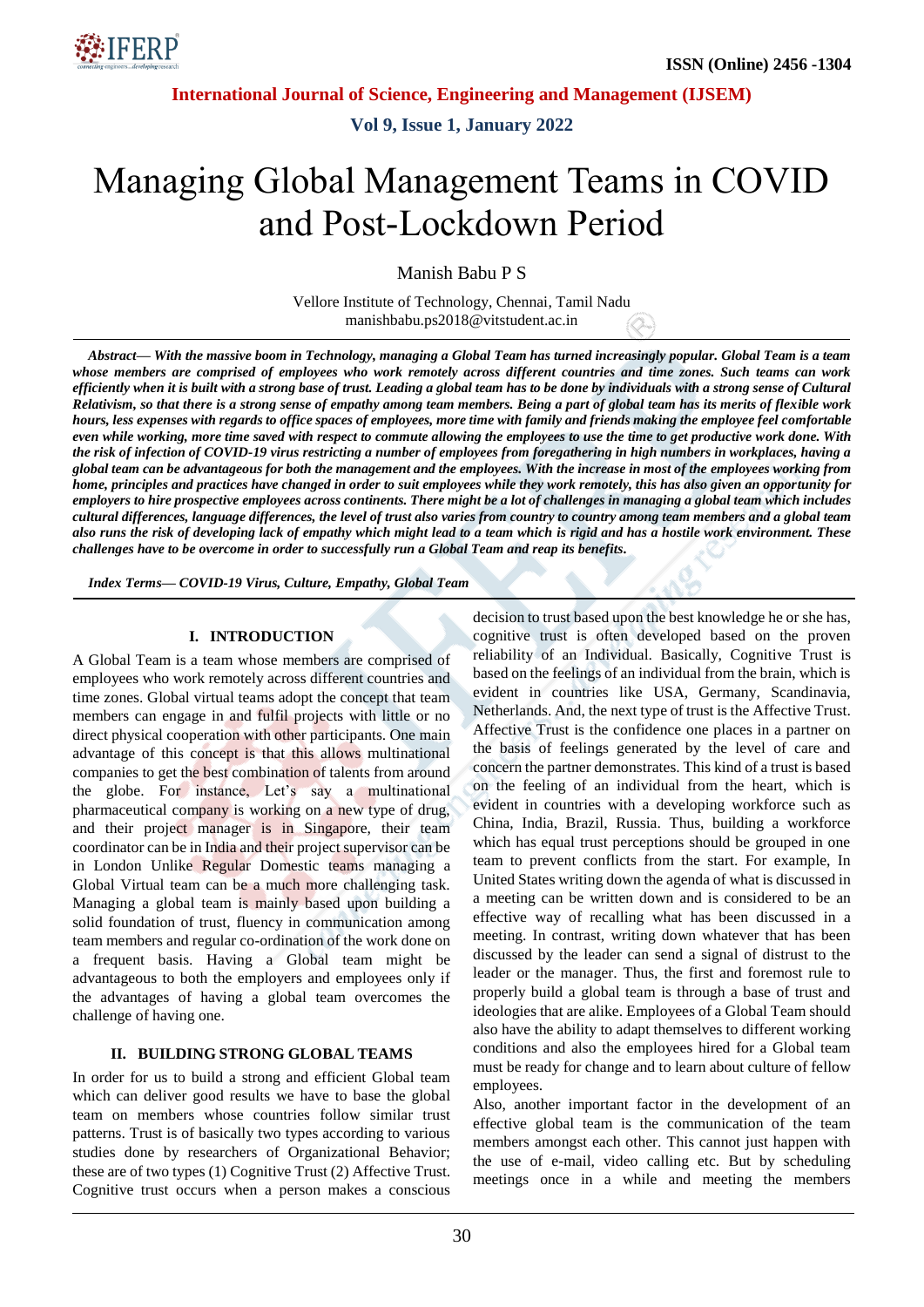# Managing Global Management Teams in COVID and Post-Lockdown Period

Manish Babu P S

Vellore Institute of Technology, Chennai, Tamil Nadu
manishbabu.ps2018@vitstudent.ac.in

***Abstract*— With the massive boom in Technology, managing a Global Team has turned increasingly popular. Global Team is a team whose members are comprised of employees who work remotely across different countries and time zones. Such teams can work efficiently when it is built with a strong base of trust. Leading a global team has to be done by individuals with a strong sense of Cultural Relativism, so that there is a strong sense of empathy among team members. Being a part of global team has its merits of flexible work hours, less expenses with regards to office spaces of employees, more time with family and friends making the employee feel comfortable even while working, more time saved with respect to commute allowing the employees to use the time to get productive work done. With the risk of infection of COVID-19 virus restricting a number of employees from foregathering in high numbers in workplaces, having a global team can be advantageous for both the management and the employees. With the increase in most of the employees working from home, principles and practices have changed in order to suit employees while they work remotely, this has also given an opportunity for employers to hire prospective employees across continents. There might be a lot of challenges in managing a global team which includes cultural differences, language differences, the level of trust also varies from country to country among team members and a global team also runs the risk of developing lack of empathy which might lead to a team which is rigid and has a hostile work environment. These challenges have to be overcome in order to successfully run a Global Team and reap its benefits.***

***Index Terms*— COVID-19 Virus, Culture, Empathy, Global Team**

## I. INTRODUCTION

A Global Team is a team whose members are comprised of employees who work remotely across different countries and time zones. Global virtual teams adopt the concept that team members can engage in and fulfil projects with little or no direct physical cooperation with other participants. One main advantage of this concept is that this allows multinational companies to get the best combination of talents from around the globe. For instance, Let's say a multinational pharmaceutical company is working on a new type of drug, and their project manager is in Singapore, their team coordinator can be in India and their project supervisor can be in London Unlike Regular Domestic teams managing a Global Virtual team can be a much more challenging task. Managing a global team is mainly based upon building a solid foundation of trust, fluency in communication among team members and regular co-ordination of the work done on a frequent basis. Having a Global team might be advantageous to both the employers and employees only if the advantages of having a global team overcomes the challenge of having one.

## II. BUILDING STRONG GLOBAL TEAMS

In order for us to build a strong and efficient Global team which can deliver good results we have to base the global team on members whose countries follow similar trust patterns. Trust is of basically two types according to various studies done by researchers of Organizational Behavior; these are of two types (1) Cognitive Trust (2) Affective Trust. Cognitive trust occurs when a person makes a conscious decision to trust based upon the best knowledge he or she has, cognitive trust is often developed based on the proven reliability of an Individual. Basically, Cognitive Trust is based on the feelings of an individual from the brain, which is evident in countries like USA, Germany, Scandinavia, Netherlands. And, the next type of trust is the Affective Trust. Affective Trust is the confidence one places in a partner on the basis of feelings generated by the level of care and concern the partner demonstrates. This kind of a trust is based on the feeling of an individual from the heart, which is evident in countries with a developing workforce such as China, India, Brazil, Russia. Thus, building a workforce which has equal trust perceptions should be grouped in one team to prevent conflicts from the start. For example, In United States writing down the agenda of what is discussed in a meeting can be written down and is considered to be an effective way of recalling what has been discussed in a meeting. In contrast, writing down whatever that has been discussed by the leader can send a signal of distrust to the leader or the manager. Thus, the first and foremost rule to properly build a global team is through a base of trust and ideologies that are alike. Employees of a Global Team should also have the ability to adapt themselves to different working conditions and also the employees hired for a Global team must be ready for change and to learn about culture of fellow employees.

Also, another important factor in the development of an effective global team is the communication of the team members amongst each other. This cannot just happen with the use of e-mail, video calling etc. But by scheduling meetings once in a while and meeting the members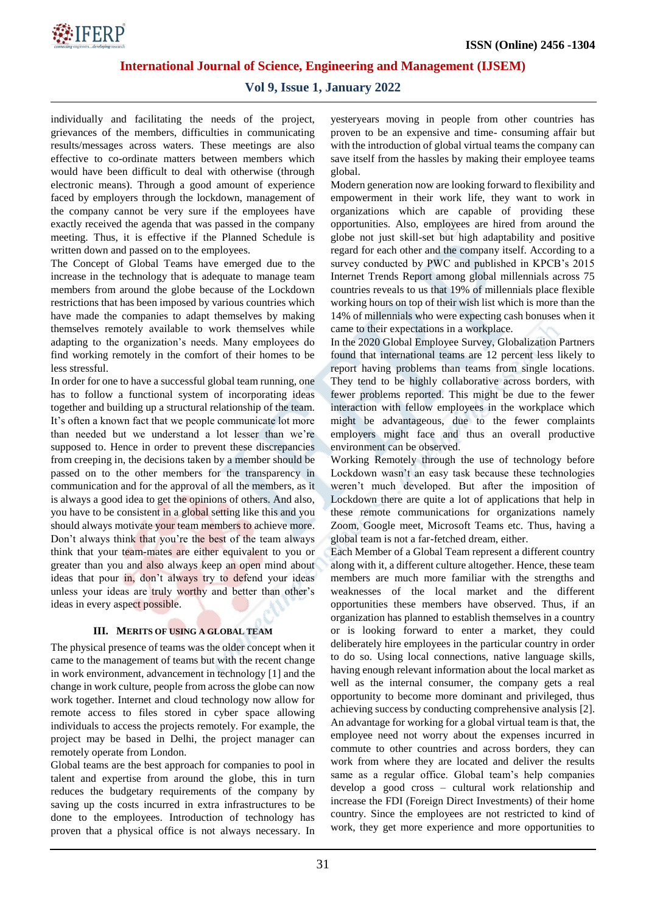individually and facilitating the needs of the project, grievances of the members, difficulties in communicating results/messages across waters. These meetings are also effective to co-ordinate matters between members which would have been difficult to deal with otherwise (through electronic means). Through a good amount of experience faced by employers through the lockdown, management of the company cannot be very sure if the employees have exactly received the agenda that was passed in the company meeting. Thus, it is effective if the Planned Schedule is written down and passed on to the employees.

The Concept of Global Teams have emerged due to the increase in the technology that is adequate to manage team members from around the globe because of the Lockdown restrictions that has been imposed by various countries which have made the companies to adapt themselves by making themselves remotely available to work themselves while adapting to the organization's needs. Many employees do find working remotely in the comfort of their homes to be less stressful.

In order for one to have a successful global team running, one has to follow a functional system of incorporating ideas together and building up a structural relationship of the team. It's often a known fact that we people communicate lot more than needed but we understand a lot lesser than we're supposed to. Hence in order to prevent these discrepancies from creeping in, the decisions taken by a member should be passed on to the other members for the transparency in communication and for the approval of all the members, as it is always a good idea to get the opinions of others. And also, you have to be consistent in a global setting like this and you should always motivate your team members to achieve more. Don't always think that you're the best of the team always think that your team-mates are either equivalent to you or greater than you and also always keep an open mind about ideas that pour in, don't always try to defend your ideas unless your ideas are truly worthy and better than other's ideas in every aspect possible.

## III. Merits of Using a Global Team

The physical presence of teams was the older concept when it came to the management of teams but with the recent change in work environment, advancement in technology [1] and the change in work culture, people from across the globe can now work together. Internet and cloud technology now allow for remote access to files stored in cyber space allowing individuals to access the projects remotely. For example, the project may be based in Delhi, the project manager can remotely operate from London.

Global teams are the best approach for companies to pool in talent and expertise from around the globe, this in turn reduces the budgetary requirements of the company by saving up the costs incurred in extra infrastructures to be done to the employees. Introduction of technology has proven that a physical office is not always necessary. In yesteryears moving in people from other countries has proven to be an expensive and time- consuming affair but with the introduction of global virtual teams the company can save itself from the hassles by making their employee teams global.

Modern generation now are looking forward to flexibility and empowerment in their work life, they want to work in organizations which are capable of providing these opportunities. Also, employees are hired from around the globe not just skill-set but high adaptability and positive regard for each other and the company itself. According to a survey conducted by PWC and published in KPCB's 2015 Internet Trends Report among global millennials across 75 countries reveals to us that 19% of millennials place flexible working hours on top of their wish list which is more than the 14% of millennials who were expecting cash bonuses when it came to their expectations in a workplace.

In the 2020 Global Employee Survey, Globalization Partners found that international teams are 12 percent less likely to report having problems than teams from single locations. They tend to be highly collaborative across borders, with fewer problems reported. This might be due to the fewer interaction with fellow employees in the workplace which might be advantageous, due to the fewer complaints employers might face and thus an overall productive environment can be observed.

Working Remotely through the use of technology before Lockdown wasn't an easy task because these technologies weren't much developed. But after the imposition of Lockdown there are quite a lot of applications that help in these remote communications for organizations namely Zoom, Google meet, Microsoft Teams etc. Thus, having a global team is not a far-fetched dream, either.

Each Member of a Global Team represent a different country along with it, a different culture altogether. Hence, these team members are much more familiar with the strengths and weaknesses of the local market and the different opportunities these members have observed. Thus, if an organization has planned to establish themselves in a country or is looking forward to enter a market, they could deliberately hire employees in the particular country in order to do so. Using local connections, native language skills, having enough relevant information about the local market as well as the internal consumer, the company gets a real opportunity to become more dominant and privileged, thus achieving success by conducting comprehensive analysis [2].

An advantage for working for a global virtual team is that, the employee need not worry about the expenses incurred in commute to other countries and across borders, they can work from where they are located and deliver the results same as a regular office. Global team's help companies develop a good cross – cultural work relationship and increase the FDI (Foreign Direct Investments) of their home country. Since the employees are not restricted to kind of work, they get more experience and more opportunities to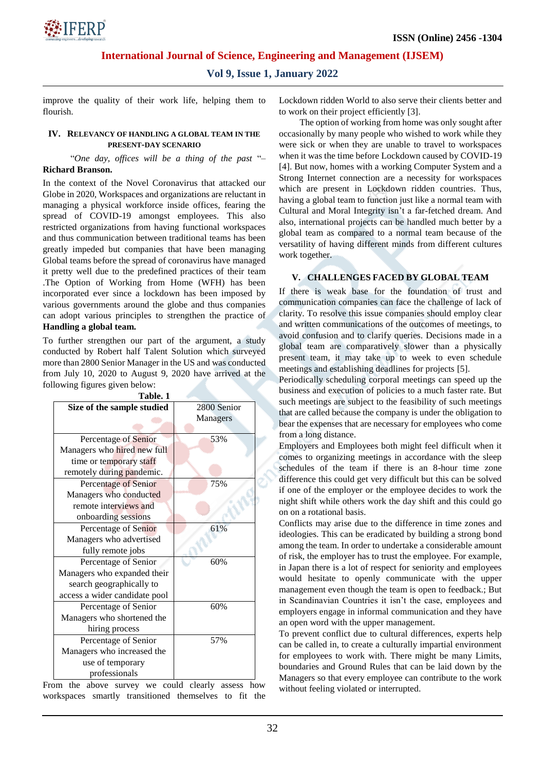improve the quality of their work life, helping them to flourish.

## IV. RELEVANCY OF HANDLING A GLOBAL TEAM IN THE PRESENT-DAY SCENARIO

"*One day, offices will be a thing of the past* "– **Richard Branson.**

In the context of the Novel Coronavirus that attacked our Globe in 2020, Workspaces and organizations are reluctant in managing a physical workforce inside offices, fearing the spread of COVID-19 amongst employees. This also restricted organizations from having functional workspaces and thus communication between traditional teams has been greatly impeded but companies that have been managing Global teams before the spread of coronavirus have managed it pretty well due to the predefined practices of their team .The Option of Working from Home (WFH) has been incorporated ever since a lockdown has been imposed by various governments around the globe and thus companies can adopt various principles to strengthen the practice of **Handling a global team.**

To further strengthen our part of the argument, a study conducted by Robert half Talent Solution which surveyed more than 2800 Senior Manager in the US and was conducted from July 10, 2020 to August 9, 2020 have arrived at the following figures given below:

**Table. 1**

| **Size of the sample studied** | 2800 Senior Managers |
|---|---|
| Percentage of Senior Managers who hired new full time or temporary staff remotely during pandemic. | 53% |
| Percentage of Senior Managers who conducted remote interviews and onboarding sessions | 75% |
| Percentage of Senior Managers who advertised fully remote jobs | 61% |
| Percentage of Senior Managers who expanded their search geographically to access a wider candidate pool | 60% |
| Percentage of Senior Managers who shortened the hiring process | 60% |
| Percentage of Senior Managers who increased the use of temporary professionals | 57% |

From the above survey we could clearly assess how workspaces smartly transitioned themselves to fit the Lockdown ridden World to also serve their clients better and to work on their project efficiently [3].

The option of working from home was only sought after occasionally by many people who wished to work while they were sick or when they are unable to travel to workspaces when it was the time before Lockdown caused by COVID-19 [4]. But now, homes with a working Computer System and a Strong Internet connection are a necessity for workspaces which are present in Lockdown ridden countries. Thus, having a global team to function just like a normal team with Cultural and Moral Integrity isn't a far-fetched dream. And also, international projects can be handled much better by a global team as compared to a normal team because of the versatility of having different minds from different cultures work together.

## V. CHALLENGES FACED BY GLOBAL TEAM

If there is weak base for the foundation of trust and communication companies can face the challenge of lack of clarity. To resolve this issue companies should employ clear and written communications of the outcomes of meetings, to avoid confusion and to clarify queries. Decisions made in a global team are comparatively slower than a physically present team, it may take up to week to even schedule meetings and establishing deadlines for projects [5].

Periodically scheduling corporal meetings can speed up the business and execution of policies to a much faster rate. But such meetings are subject to the feasibility of such meetings that are called because the company is under the obligation to bear the expenses that are necessary for employees who come from a long distance.

Employers and Employees both might feel difficult when it comes to organizing meetings in accordance with the sleep schedules of the team if there is an 8-hour time zone difference this could get very difficult but this can be solved if one of the employer or the employee decides to work the night shift while others work the day shift and this could go on on a rotational basis.

Conflicts may arise due to the difference in time zones and ideologies. This can be eradicated by building a strong bond among the team. In order to undertake a considerable amount of risk, the employer has to trust the employee. For example, in Japan there is a lot of respect for seniority and employees would hesitate to openly communicate with the upper management even though the team is open to feedback.; But in Scandinavian Countries it isn't the case, employees and employers engage in informal communication and they have an open word with the upper management.

To prevent conflict due to cultural differences, experts help can be called in, to create a culturally impartial environment for employees to work with. There might be many Limits, boundaries and Ground Rules that can be laid down by the Managers so that every employee can contribute to the work without feeling violated or interrupted.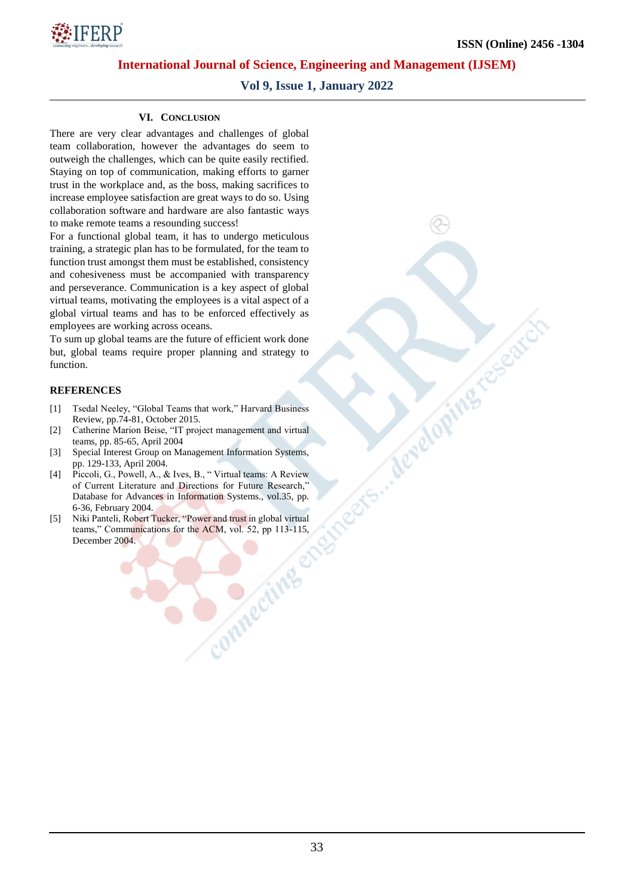## VI. CONCLUSION

There are very clear advantages and challenges of global team collaboration, however the advantages do seem to outweigh the challenges, which can be quite easily rectified. Staying on top of communication, making efforts to garner trust in the workplace and, as the boss, making sacrifices to increase employee satisfaction are great ways to do so. Using collaboration software and hardware are also fantastic ways to make remote teams a resounding success!

For a functional global team, it has to undergo meticulous training, a strategic plan has to be formulated, for the team to function trust amongst them must be established, consistency and cohesiveness must be accompanied with transparency and perseverance. Communication is a key aspect of global virtual teams, motivating the employees is a vital aspect of a global virtual teams and has to be enforced effectively as employees are working across oceans.

To sum up global teams are the future of efficient work done but, global teams require proper planning and strategy to function.

## REFERENCES

[1] Tsedal Neeley, "Global Teams that work," Harvard Business Review, pp.74-81, October 2015.

[2] Catherine Marion Beise, "IT project management and virtual teams, pp. 85-65, April 2004

[3] Special Interest Group on Management Information Systems, pp. 129-133, April 2004.

[4] Piccoli, G., Powell, A., & Ives, B., " Virtual teams: A Review of Current Literature and Directions for Future Research," Database for Advances in Information Systems., vol.35, pp. 6-36, February 2004.

[5] Niki Panteli, Robert Tucker, "Power and trust in global virtual teams," Communications for the ACM, vol. 52, pp 113-115, December 2004.